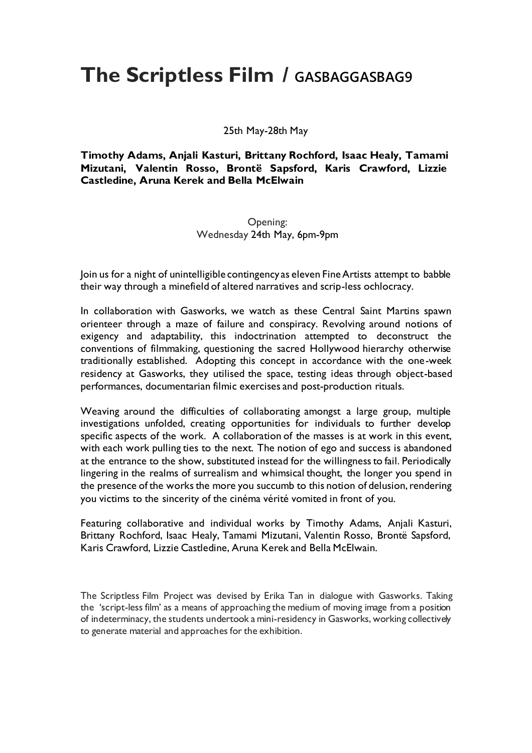# The Scriptless Film / GASBAGGASBAG9

25th May-28th May

**Timothy Adams, Anjali Kasturi, Brittany Rochford, Isaac Healy, Tamami Mizutani, Valentin Rosso, Brontë Sapsford, Karis Crawford, Lizzie Castledine, Aruna Kerek and Bella McElwain**

Opening:
Wednesday 24th May, 6pm-9pm

Join us for a night of unintelligible contingency as eleven Fine Artists attempt to babble their way through a minefield of altered narratives and scrip-less ochlocracy.

In collaboration with Gasworks, we watch as these Central Saint Martins spawn orienteer through a maze of failure and conspiracy. Revolving around notions of exigency and adaptability, this indoctrination attempted to deconstruct the conventions of filmmaking, questioning the sacred Hollywood hierarchy otherwise traditionally established. Adopting this concept in accordance with the one-week residency at Gasworks, they utilised the space, testing ideas through object-based performances, documentarian filmic exercises and post-production rituals.

Weaving around the difficulties of collaborating amongst a large group, multiple investigations unfolded, creating opportunities for individuals to further develop specific aspects of the work. A collaboration of the masses is at work in this event, with each work pulling ties to the next. The notion of ego and success is abandoned at the entrance to the show, substituted instead for the willingness to fail. Periodically lingering in the realms of surrealism and whimsical thought, the longer you spend in the presence of the works the more you succumb to this notion of delusion, rendering you victims to the sincerity of the cinéma vérité vomited in front of you.

Featuring collaborative and individual works by Timothy Adams, Anjali Kasturi, Brittany Rochford, Isaac Healy, Tamami Mizutani, Valentin Rosso, Brontë Sapsford, Karis Crawford, Lizzie Castledine, Aruna Kerek and Bella McElwain.

The Scriptless Film Project was devised by Erika Tan in dialogue with Gasworks. Taking the 'script-less film' as a means of approaching the medium of moving image from a position of indeterminacy, the students undertook a mini-residency in Gasworks, working collectively to generate material and approaches for the exhibition.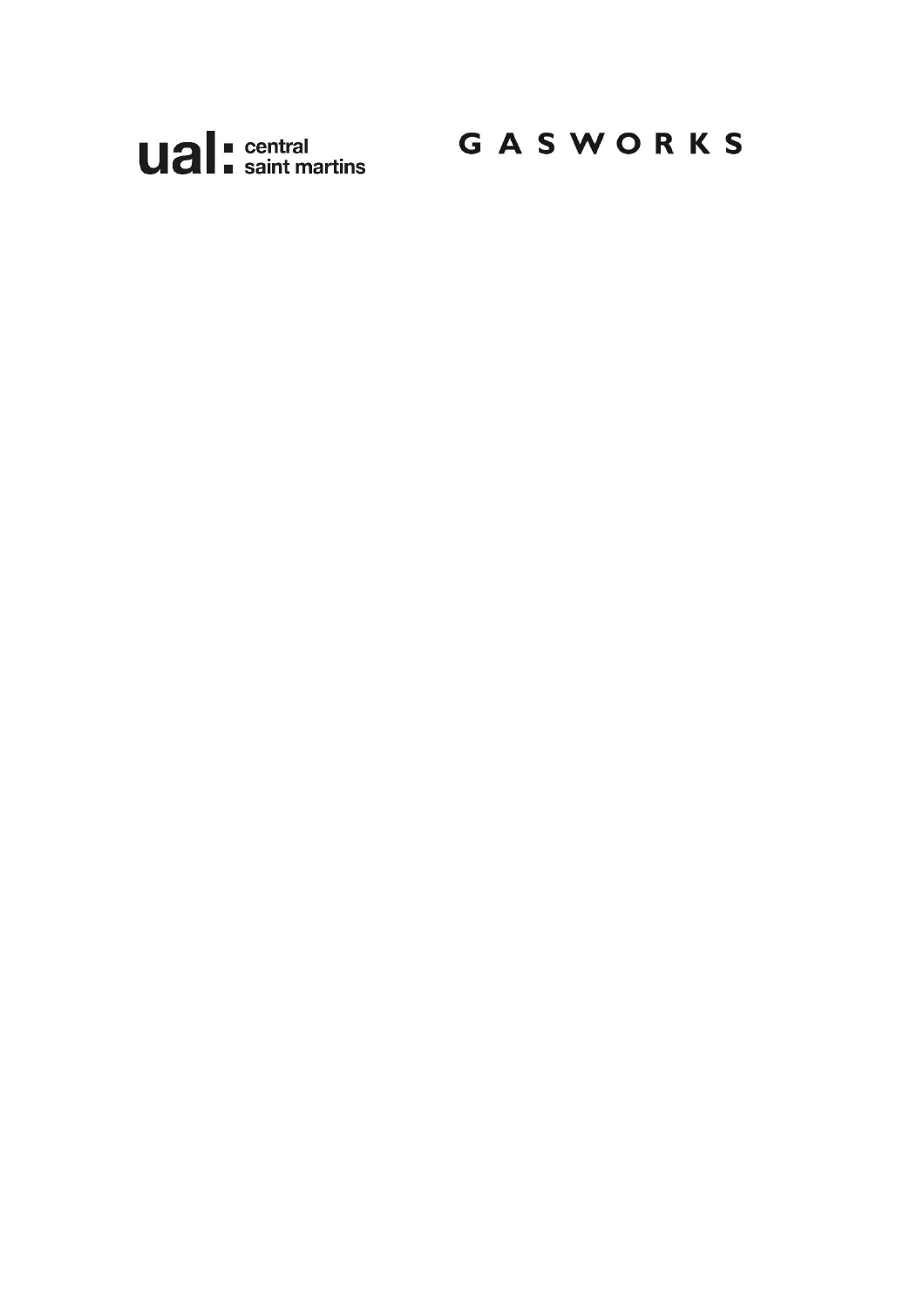ual: central saint martins

GASWORKS